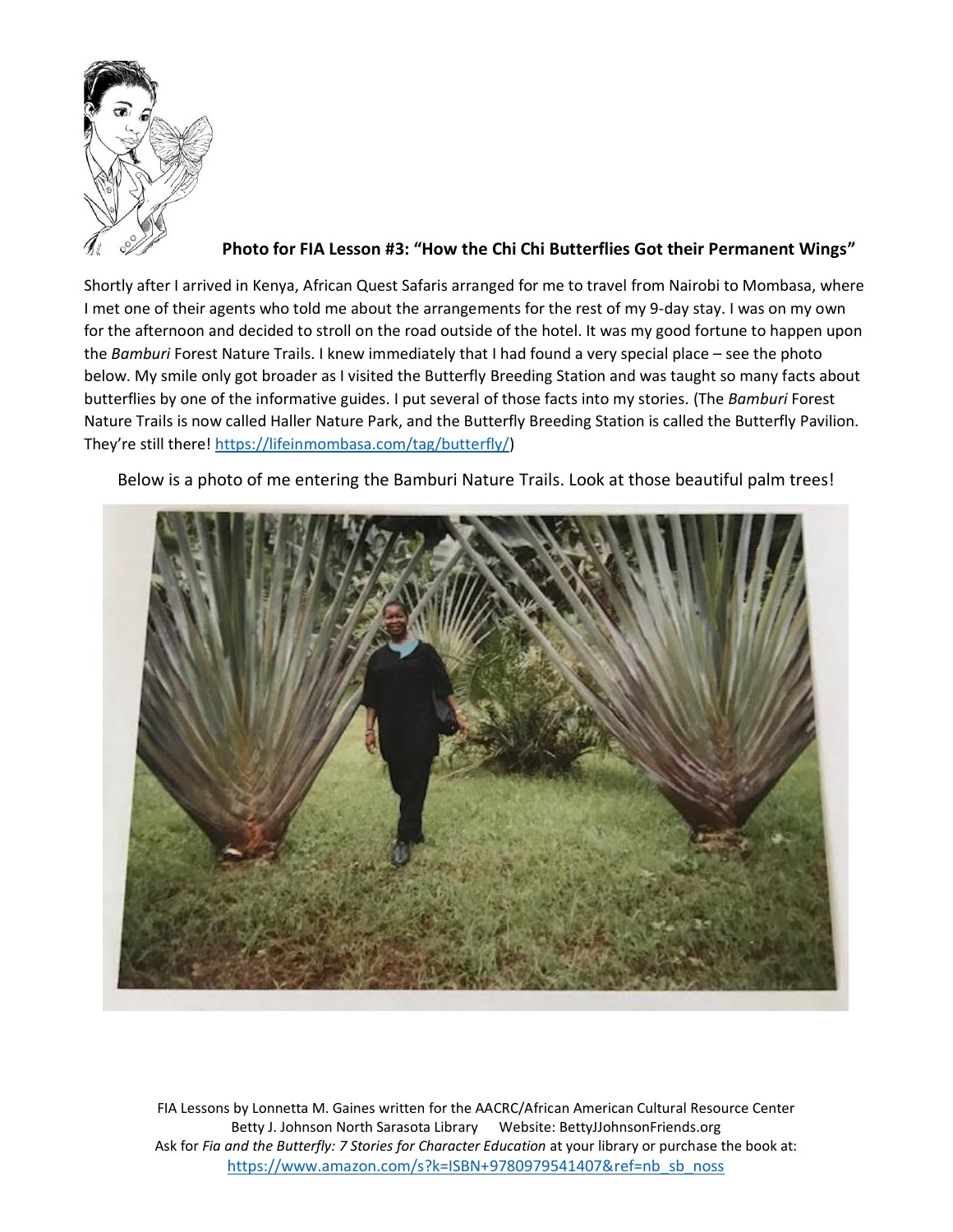## Photo for FIA Lesson #3: "How the Chi Chi Butterflies Got their Permanent Wings"

Shortly after I arrived in Kenya, African Quest Safaris arranged for me to travel from Nairobi to Mombasa, where I met one of their agents who told me about the arrangements for the rest of my 9-day stay. I was on my own for the afternoon and decided to stroll on the road outside of the hotel. It was my good fortune to happen upon the *Bamburi* Forest Nature Trails. I knew immediately that I had found a very special place – see the photo below. My smile only got broader as I visited the Butterfly Breeding Station and was taught so many facts about butterflies by one of the informative guides. I put several of those facts into my stories. (The *Bamburi* Forest Nature Trails is now called Haller Nature Park, and the Butterfly Breeding Station is called the Butterfly Pavilion. They're still there! https://lifeinmombasa.com/tag/butterfly/)

Below is a photo of me entering the Bamburi Nature Trails. Look at those beautiful palm trees!

FIA Lessons by Lonnetta M. Gaines written for the AACRC/African American Cultural Resource Center
Betty J. Johnson North Sarasota Library Website: BettyJJohnsonFriends.org
Ask for *Fia and the Butterfly: 7 Stories for Character Education* at your library or purchase the book at:
https://www.amazon.com/s?k=ISBN+9780979541407&ref=nb_sb_noss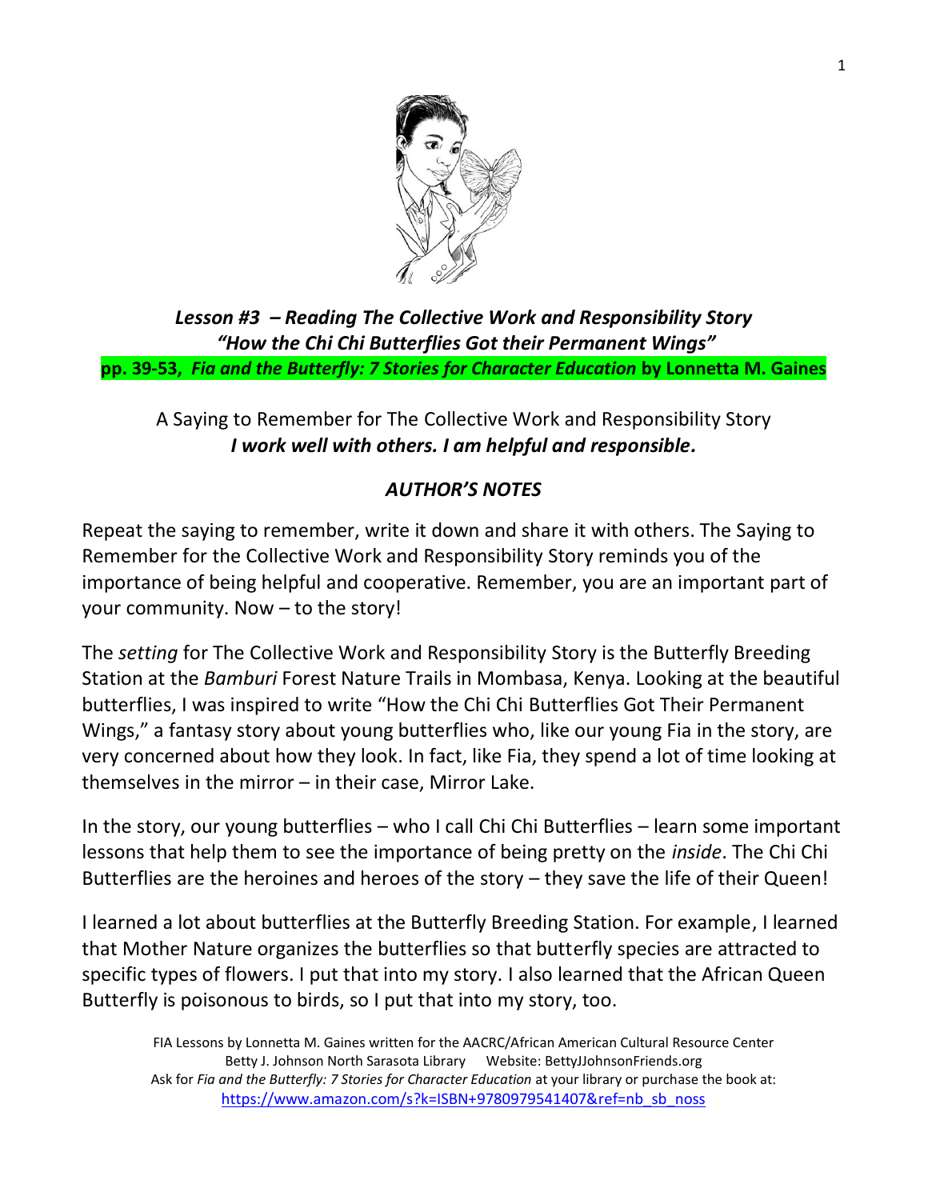***Lesson #3 – Reading The Collective Work and Responsibility Story***
***"How the Chi Chi Butterflies Got their Permanent Wings"***
**pp. 39-53, *Fia and the Butterfly: 7 Stories for Character Education* by Lonnetta M. Gaines**

A Saying to Remember for The Collective Work and Responsibility Story
***I work well with others. I am helpful and responsible.***

## ***AUTHOR'S NOTES***

Repeat the saying to remember, write it down and share it with others. The Saying to Remember for the Collective Work and Responsibility Story reminds you of the importance of being helpful and cooperative. Remember, you are an important part of your community. Now – to the story!

The *setting* for The Collective Work and Responsibility Story is the Butterfly Breeding Station at the *Bamburi* Forest Nature Trails in Mombasa, Kenya. Looking at the beautiful butterflies, I was inspired to write "How the Chi Chi Butterflies Got Their Permanent Wings," a fantasy story about young butterflies who, like our young Fia in the story, are very concerned about how they look. In fact, like Fia, they spend a lot of time looking at themselves in the mirror – in their case, Mirror Lake.

In the story, our young butterflies – who I call Chi Chi Butterflies – learn some important lessons that help them to see the importance of being pretty on the *inside*. The Chi Chi Butterflies are the heroines and heroes of the story – they save the life of their Queen!

I learned a lot about butterflies at the Butterfly Breeding Station. For example, I learned that Mother Nature organizes the butterflies so that butterfly species are attracted to specific types of flowers. I put that into my story. I also learned that the African Queen Butterfly is poisonous to birds, so I put that into my story, too.

FIA Lessons by Lonnetta M. Gaines written for the AACRC/African American Cultural Resource Center Betty J. Johnson North Sarasota Library Website: BettyJJohnsonFriends.org
Ask for *Fia and the Butterfly: 7 Stories for Character Education* at your library or purchase the book at: https://www.amazon.com/s?k=ISBN+9780979541407&ref=nb_sb_noss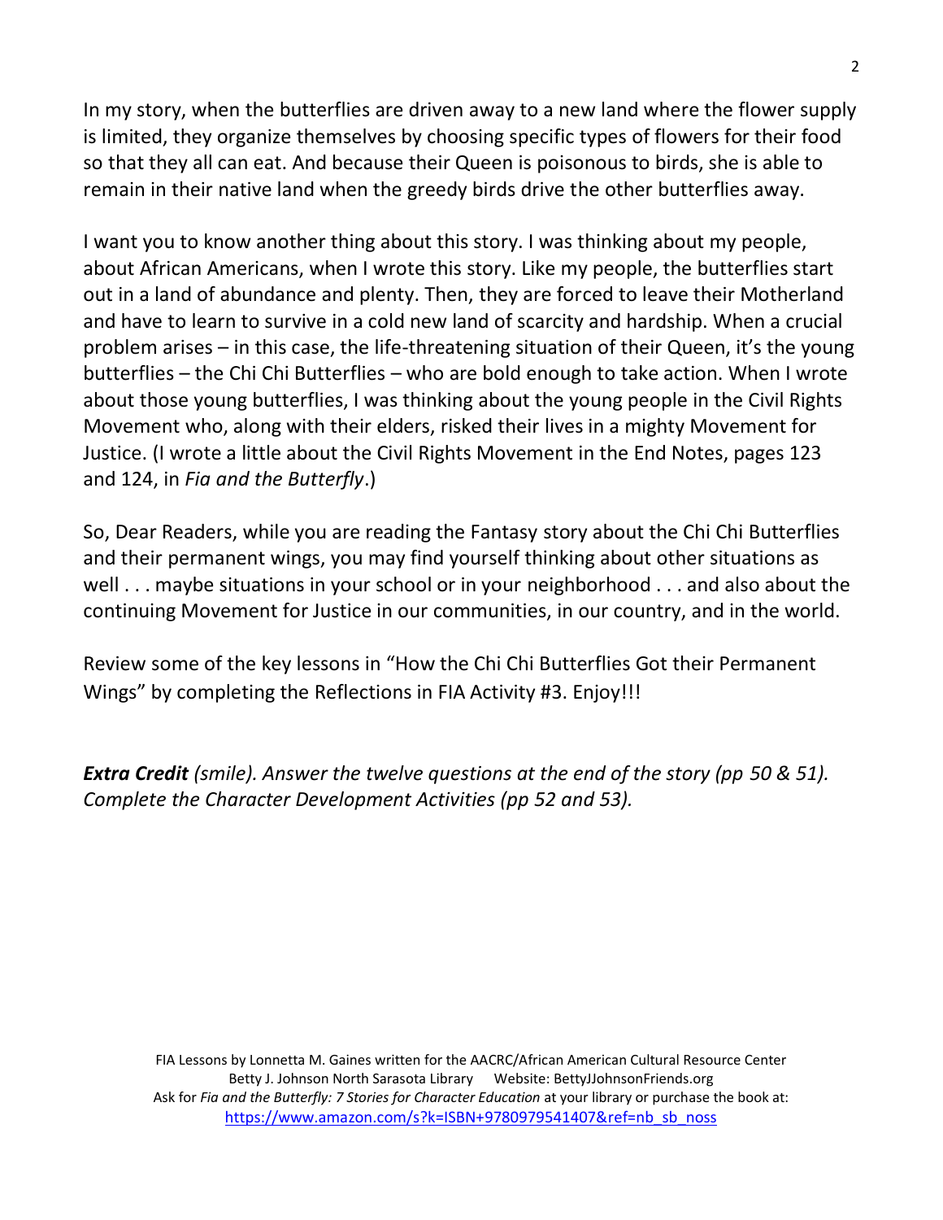In my story, when the butterflies are driven away to a new land where the flower supply is limited, they organize themselves by choosing specific types of flowers for their food so that they all can eat. And because their Queen is poisonous to birds, she is able to remain in their native land when the greedy birds drive the other butterflies away.

I want you to know another thing about this story. I was thinking about my people, about African Americans, when I wrote this story. Like my people, the butterflies start out in a land of abundance and plenty. Then, they are forced to leave their Motherland and have to learn to survive in a cold new land of scarcity and hardship. When a crucial problem arises – in this case, the life-threatening situation of their Queen, it's the young butterflies – the Chi Chi Butterflies – who are bold enough to take action. When I wrote about those young butterflies, I was thinking about the young people in the Civil Rights Movement who, along with their elders, risked their lives in a mighty Movement for Justice. (I wrote a little about the Civil Rights Movement in the End Notes, pages 123 and 124, in *Fia and the Butterfly*.)

So, Dear Readers, while you are reading the Fantasy story about the Chi Chi Butterflies and their permanent wings, you may find yourself thinking about other situations as well . . . maybe situations in your school or in your neighborhood . . . and also about the continuing Movement for Justice in our communities, in our country, and in the world.

Review some of the key lessons in "How the Chi Chi Butterflies Got their Permanent Wings" by completing the Reflections in FIA Activity #3. Enjoy!!!

***Extra Credit*** *(smile). Answer the twelve questions at the end of the story (pp 50 & 51). Complete the Character Development Activities (pp 52 and 53).*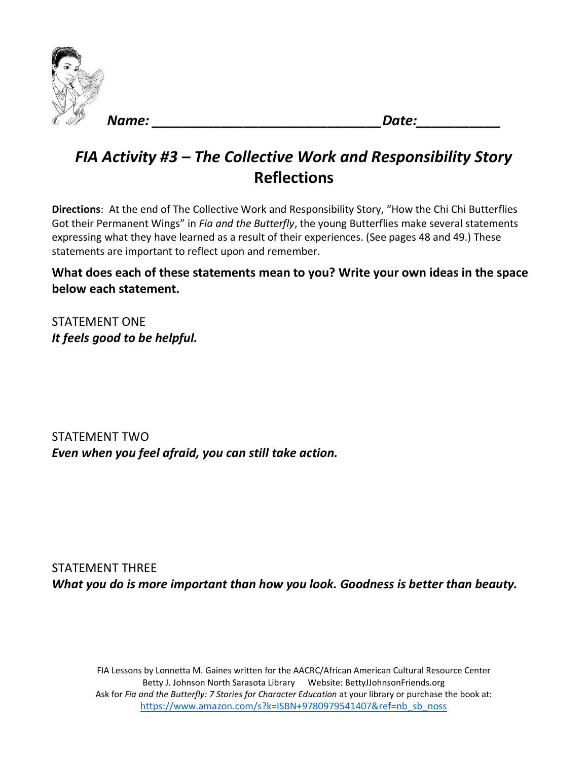*Name: ______________________________Date:___________*

# *FIA Activity #3 – The Collective Work and Responsibility Story* Reflections

**Directions**: At the end of The Collective Work and Responsibility Story, "How the Chi Chi Butterflies Got their Permanent Wings" in *Fia and the Butterfly*, the young Butterflies make several statements expressing what they have learned as a result of their experiences. (See pages 48 and 49.) These statements are important to reflect upon and remember.

**What does each of these statements mean to you? Write your own ideas in the space below each statement.**

STATEMENT ONE
***It feels good to be helpful.***

STATEMENT TWO
***Even when you feel afraid, you can still take action.***

STATEMENT THREE
***What you do is more important than how you look. Goodness is better than beauty.***

FIA Lessons by Lonnetta M. Gaines written for the AACRC/African American Cultural Resource Center
Betty J. Johnson North Sarasota Library Website: BettyJJohnsonFriends.org
Ask for *Fia and the Butterfly: 7 Stories for Character Education* at your library or purchase the book at:
https://www.amazon.com/s?k=ISBN+9780979541407&ref=nb_sb_noss